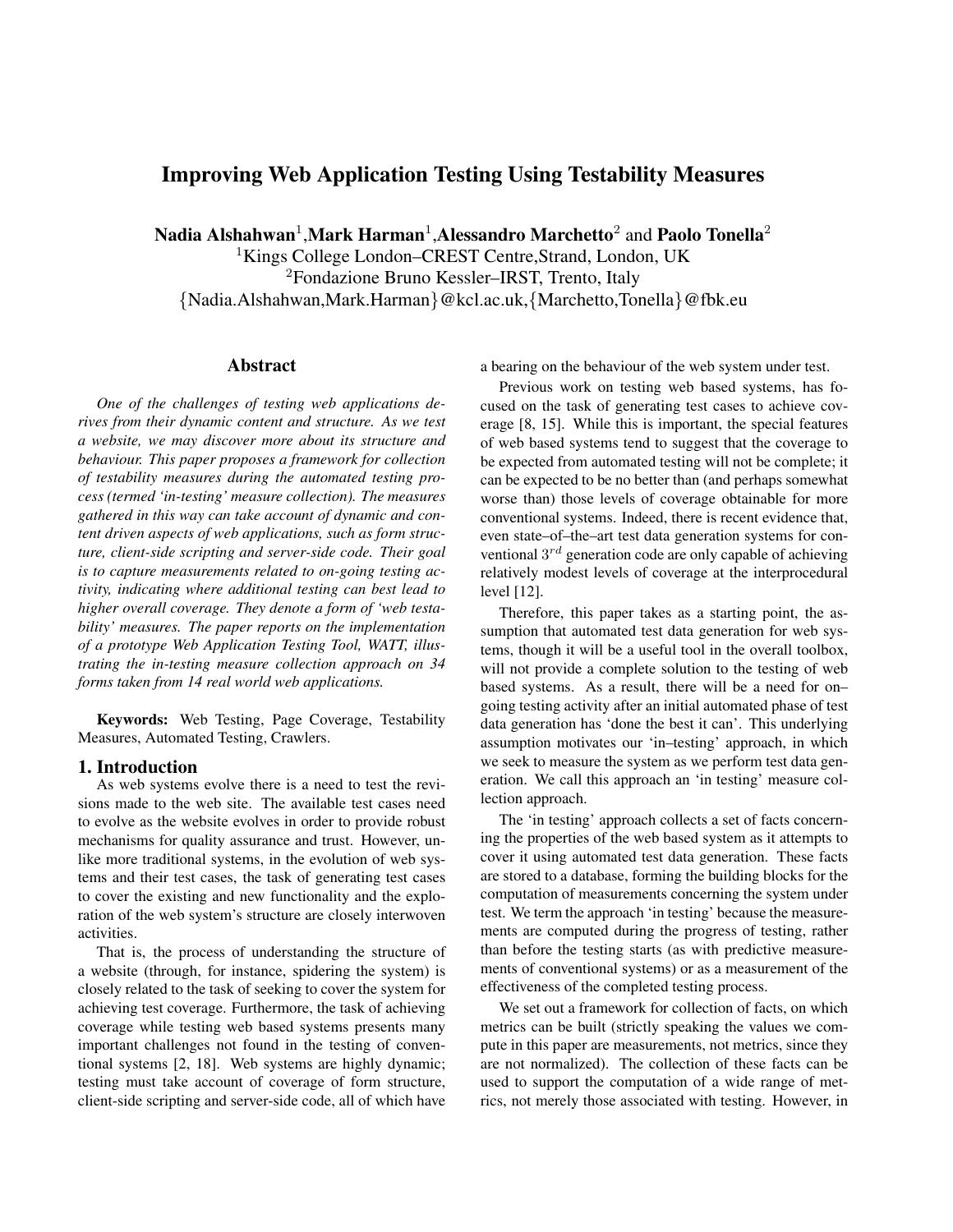# Improving Web Application Testing Using Testability Measures

**Nadia Alshahwan**[1], **Mark Harman**[1], **Alessandro Marchetto**[2] and **Paolo Tonella**[2]

[1]Kings College London–CREST Centre,Strand, London, UK

[2]Fondazione Bruno Kessler–IRST, Trento, Italy

{Nadia.Alshahwan,Mark.Harman}@kcl.ac.uk,{Marchetto,Tonella}@fbk.eu

## Abstract

*One of the challenges of testing web applications derives from their dynamic content and structure. As we test a website, we may discover more about its structure and behaviour. This paper proposes a framework for collection of testability measures during the automated testing process (termed 'in-testing' measure collection). The measures gathered in this way can take account of dynamic and content driven aspects of web applications, such as form structure, client-side scripting and server-side code. Their goal is to capture measurements related to on-going testing activity, indicating where additional testing can best lead to higher overall coverage. They denote a form of 'web testability' measures. The paper reports on the implementation of a prototype Web Application Testing Tool, WATT, illustrating the in-testing measure collection approach on 34 forms taken from 14 real world web applications.*

**Keywords:** Web Testing, Page Coverage, Testability Measures, Automated Testing, Crawlers.

## 1. Introduction

As web systems evolve there is a need to test the revisions made to the web site. The available test cases need to evolve as the website evolves in order to provide robust mechanisms for quality assurance and trust. However, unlike more traditional systems, in the evolution of web systems and their test cases, the task of generating test cases to cover the existing and new functionality and the exploration of the web system's structure are closely interwoven activities.

That is, the process of understanding the structure of a website (through, for instance, spidering the system) is closely related to the task of seeking to cover the system for achieving test coverage. Furthermore, the task of achieving coverage while testing web based systems presents many important challenges not found in the testing of conventional systems [2, 18]. Web systems are highly dynamic; testing must take account of coverage of form structure, client-side scripting and server-side code, all of which have a bearing on the behaviour of the web system under test.

Previous work on testing web based systems, has focused on the task of generating test cases to achieve coverage [8, 15]. While this is important, the special features of web based systems tend to suggest that the coverage to be expected from automated testing will not be complete; it can be expected to be no better than (and perhaps somewhat worse than) those levels of coverage obtainable for more conventional systems. Indeed, there is recent evidence that, even state–of–the–art test data generation systems for conventional $3^{rd}$ generation code are only capable of achieving relatively modest levels of coverage at the interprocedural level [12].

Therefore, this paper takes as a starting point, the assumption that automated test data generation for web systems, though it will be a useful tool in the overall toolbox, will not provide a complete solution to the testing of web based systems. As a result, there will be a need for on–going testing activity after an initial automated phase of test data generation has 'done the best it can'. This underlying assumption motivates our 'in–testing' approach, in which we seek to measure the system as we perform test data generation. We call this approach an 'in testing' measure collection approach.

The 'in testing' approach collects a set of facts concerning the properties of the web based system as it attempts to cover it using automated test data generation. These facts are stored to a database, forming the building blocks for the computation of measurements concerning the system under test. We term the approach 'in testing' because the measurements are computed during the progress of testing, rather than before the testing starts (as with predictive measurements of conventional systems) or as a measurement of the effectiveness of the completed testing process.

We set out a framework for collection of facts, on which metrics can be built (strictly speaking the values we compute in this paper are measurements, not metrics, since they are not normalized). The collection of these facts can be used to support the computation of a wide range of metrics, not merely those associated with testing. However, in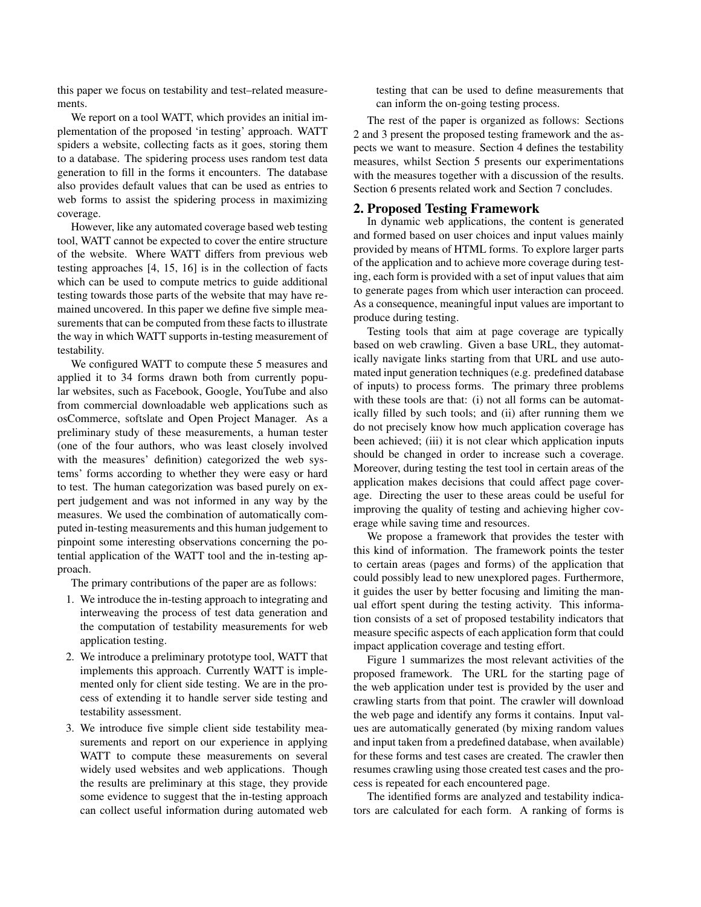this paper we focus on testability and test–related measurements.

We report on a tool WATT, which provides an initial implementation of the proposed 'in testing' approach. WATT spiders a website, collecting facts as it goes, storing them to a database. The spidering process uses random test data generation to fill in the forms it encounters. The database also provides default values that can be used as entries to web forms to assist the spidering process in maximizing coverage.

However, like any automated coverage based web testing tool, WATT cannot be expected to cover the entire structure of the website. Where WATT differs from previous web testing approaches [4, 15, 16] is in the collection of facts which can be used to compute metrics to guide additional testing towards those parts of the website that may have remained uncovered. In this paper we define five simple measurements that can be computed from these facts to illustrate the way in which WATT supports in-testing measurement of testability.

We configured WATT to compute these 5 measures and applied it to 34 forms drawn both from currently popular websites, such as Facebook, Google, YouTube and also from commercial downloadable web applications such as osCommerce, softslate and Open Project Manager. As a preliminary study of these measurements, a human tester (one of the four authors, who was least closely involved with the measures' definition) categorized the web systems' forms according to whether they were easy or hard to test. The human categorization was based purely on expert judgement and was not informed in any way by the measures. We used the combination of automatically computed in-testing measurements and this human judgement to pinpoint some interesting observations concerning the potential application of the WATT tool and the in-testing approach.

The primary contributions of the paper are as follows:

1. We introduce the in-testing approach to integrating and interweaving the process of test data generation and the computation of testability measurements for web application testing.
2. We introduce a preliminary prototype tool, WATT that implements this approach. Currently WATT is implemented only for client side testing. We are in the process of extending it to handle server side testing and testability assessment.
3. We introduce five simple client side testability measurements and report on our experience in applying WATT to compute these measurements on several widely used websites and web applications. Though the results are preliminary at this stage, they provide some evidence to suggest that the in-testing approach can collect useful information during automated web testing that can be used to define measurements that can inform the on-going testing process.

The rest of the paper is organized as follows: Sections 2 and 3 present the proposed testing framework and the aspects we want to measure. Section 4 defines the testability measures, whilst Section 5 presents our experimentations with the measures together with a discussion of the results. Section 6 presents related work and Section 7 concludes.

## 2. Proposed Testing Framework

In dynamic web applications, the content is generated and formed based on user choices and input values mainly provided by means of HTML forms. To explore larger parts of the application and to achieve more coverage during testing, each form is provided with a set of input values that aim to generate pages from which user interaction can proceed. As a consequence, meaningful input values are important to produce during testing.

Testing tools that aim at page coverage are typically based on web crawling. Given a base URL, they automatically navigate links starting from that URL and use automated input generation techniques (e.g. predefined database of inputs) to process forms. The primary three problems with these tools are that: (i) not all forms can be automatically filled by such tools; and (ii) after running them we do not precisely know how much application coverage has been achieved; (iii) it is not clear which application inputs should be changed in order to increase such a coverage. Moreover, during testing the test tool in certain areas of the application makes decisions that could affect page coverage. Directing the user to these areas could be useful for improving the quality of testing and achieving higher coverage while saving time and resources.

We propose a framework that provides the tester with this kind of information. The framework points the tester to certain areas (pages and forms) of the application that could possibly lead to new unexplored pages. Furthermore, it guides the user by better focusing and limiting the manual effort spent during the testing activity. This information consists of a set of proposed testability indicators that measure specific aspects of each application form that could impact application coverage and testing effort.

Figure 1 summarizes the most relevant activities of the proposed framework. The URL for the starting page of the web application under test is provided by the user and crawling starts from that point. The crawler will download the web page and identify any forms it contains. Input values are automatically generated (by mixing random values and input taken from a predefined database, when available) for these forms and test cases are created. The crawler then resumes crawling using those created test cases and the process is repeated for each encountered page.

The identified forms are analyzed and testability indicators are calculated for each form. A ranking of forms is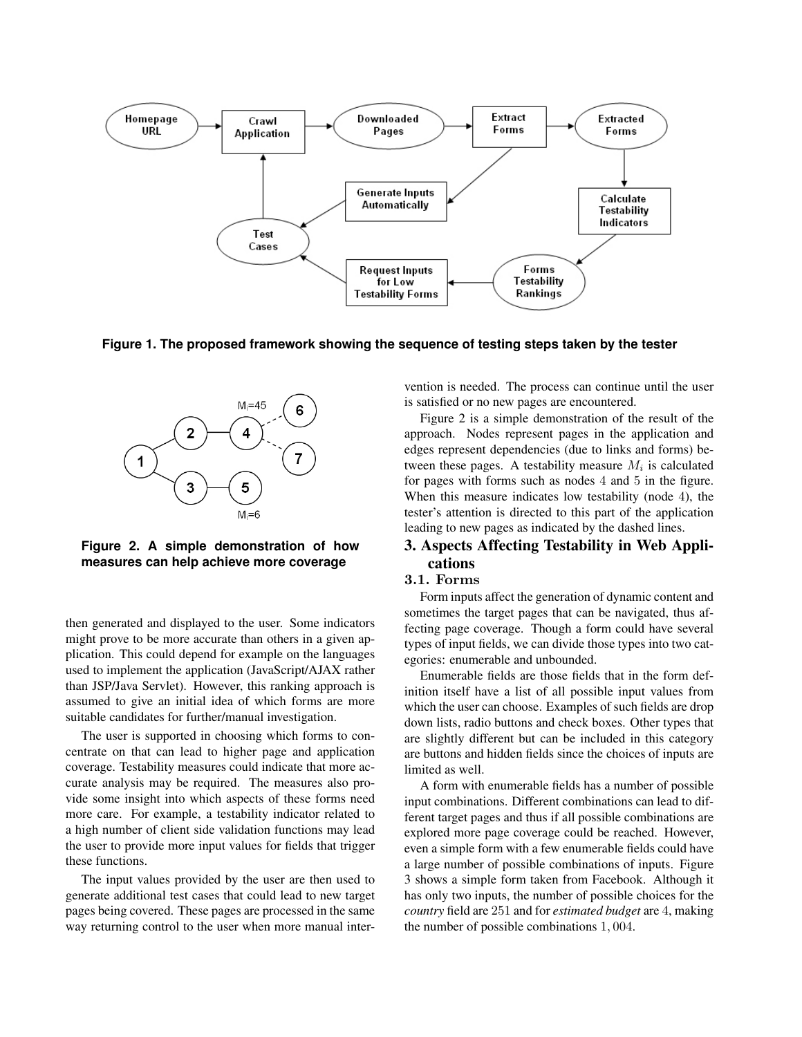Figure 1. The proposed framework showing the sequence of testing steps taken by the tester

Figure 2. A simple demonstration of how measures can help achieve more coverage

then generated and displayed to the user. Some indicators might prove to be more accurate than others in a given application. This could depend for example on the languages used to implement the application (JavaScript/AJAX rather than JSP/Java Servlet). However, this ranking approach is assumed to give an initial idea of which forms are more suitable candidates for further/manual investigation.

The user is supported in choosing which forms to concentrate on that can lead to higher page and application coverage. Testability measures could indicate that more accurate analysis may be required. The measures also provide some insight into which aspects of these forms need more care. For example, a testability indicator related to a high number of client side validation functions may lead the user to provide more input values for fields that trigger these functions.

The input values provided by the user are then used to generate additional test cases that could lead to new target pages being covered. These pages are processed in the same way returning control to the user when more manual intervention is needed. The process can continue until the user is satisfied or no new pages are encountered.

Figure 2 is a simple demonstration of the result of the approach. Nodes represent pages in the application and edges represent dependencies (due to links and forms) between these pages. A testability measure $M_i$ is calculated for pages with forms such as nodes $4$ and $5$ in the figure. When this measure indicates low testability (node $4$), the tester's attention is directed to this part of the application leading to new pages as indicated by the dashed lines.

## 3. Aspects Affecting Testability in Web Applications

### 3.1. Forms

Form inputs affect the generation of dynamic content and sometimes the target pages that can be navigated, thus affecting page coverage. Though a form could have several types of input fields, we can divide those types into two categories: enumerable and unbounded.

Enumerable fields are those fields that in the form definition itself have a list of all possible input values from which the user can choose. Examples of such fields are drop down lists, radio buttons and check boxes. Other types that are slightly different but can be included in this category are buttons and hidden fields since the choices of inputs are limited as well.

A form with enumerable fields has a number of possible input combinations. Different combinations can lead to different target pages and thus if all possible combinations are explored more page coverage could be reached. However, even a simple form with a few enumerable fields could have a large number of possible combinations of inputs. Figure 3 shows a simple form taken from Facebook. Although it has only two inputs, the number of possible choices for the *country* field are $251$ and for *estimated budget* are $4$, making the number of possible combinations $1,004$.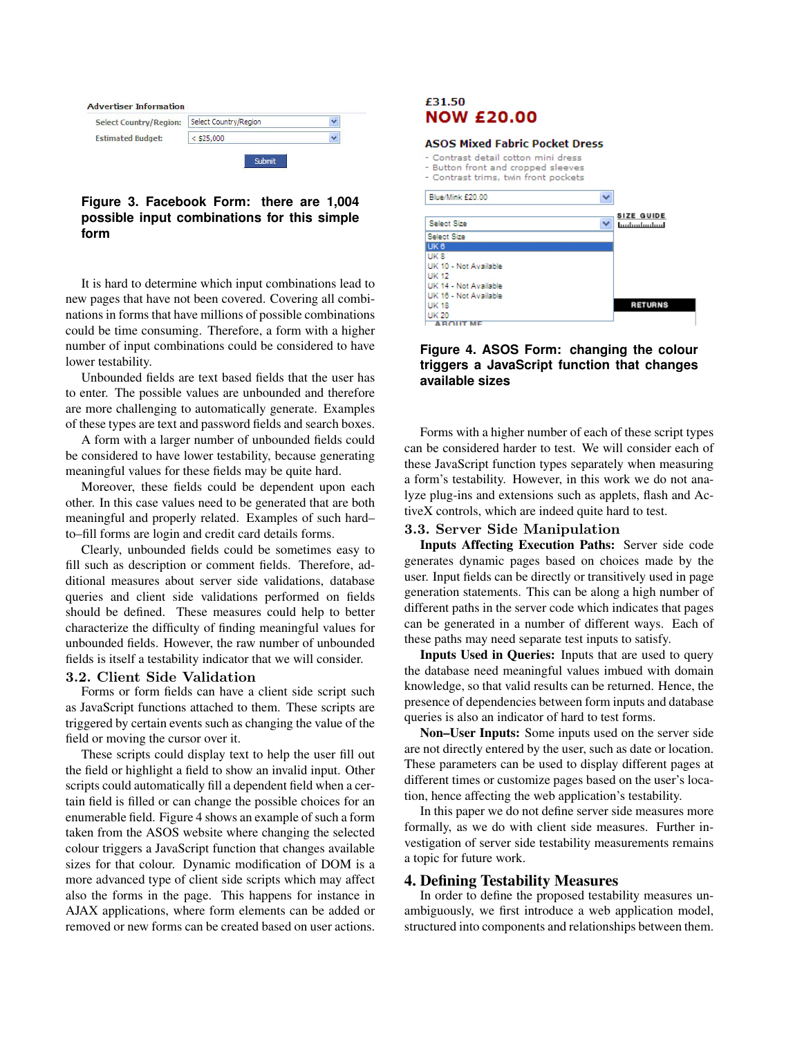**Figure 3. Facebook Form: there are 1,004 possible input combinations for this simple form**

It is hard to determine which input combinations lead to new pages that have not been covered. Covering all combinations in forms that have millions of possible combinations could be time consuming. Therefore, a form with a higher number of input combinations could be considered to have lower testability.

Unbounded fields are text based fields that the user has to enter. The possible values are unbounded and therefore are more challenging to automatically generate. Examples of these types are text and password fields and search boxes.

A form with a larger number of unbounded fields could be considered to have lower testability, because generating meaningful values for these fields may be quite hard.

Moreover, these fields could be dependent upon each other. In this case values need to be generated that are both meaningful and properly related. Examples of such hard–to–fill forms are login and credit card details forms.

Clearly, unbounded fields could be sometimes easy to fill such as description or comment fields. Therefore, additional measures about server side validations, database queries and client side validations performed on fields should be defined. These measures could help to better characterize the difficulty of finding meaningful values for unbounded fields. However, the raw number of unbounded fields is itself a testability indicator that we will consider.

### 3.2. Client Side Validation

Forms or form fields can have a client side script such as JavaScript functions attached to them. These scripts are triggered by certain events such as changing the value of the field or moving the cursor over it.

These scripts could display text to help the user fill out the field or highlight a field to show an invalid input. Other scripts could automatically fill a dependent field when a certain field is filled or can change the possible choices for an enumerable field. Figure 4 shows an example of such a form taken from the ASOS website where changing the selected colour triggers a JavaScript function that changes available sizes for that colour. Dynamic modification of DOM is a more advanced type of client side scripts which may affect also the forms in the page. This happens for instance in AJAX applications, where form elements can be added or removed or new forms can be created based on user actions.

**Figure 4. ASOS Form: changing the colour triggers a JavaScript function that changes available sizes**

Forms with a higher number of each of these script types can be considered harder to test. We will consider each of these JavaScript function types separately when measuring a form's testability. However, in this work we do not analyze plug-ins and extensions such as applets, flash and ActiveX controls, which are indeed quite hard to test.

### 3.3. Server Side Manipulation

**Inputs Affecting Execution Paths:** Server side code generates dynamic pages based on choices made by the user. Input fields can be directly or transitively used in page generation statements. This can be along a high number of different paths in the server code which indicates that pages can be generated in a number of different ways. Each of these paths may need separate test inputs to satisfy.

**Inputs Used in Queries:** Inputs that are used to query the database need meaningful values imbued with domain knowledge, so that valid results can be returned. Hence, the presence of dependencies between form inputs and database queries is also an indicator of hard to test forms.

**Non–User Inputs:** Some inputs used on the server side are not directly entered by the user, such as date or location. These parameters can be used to display different pages at different times or customize pages based on the user's location, hence affecting the web application's testability.

In this paper we do not define server side measures more formally, as we do with client side measures. Further investigation of server side testability measurements remains a topic for future work.

## 4. Defining Testability Measures

In order to define the proposed testability measures unambiguously, we first introduce a web application model, structured into components and relationships between them.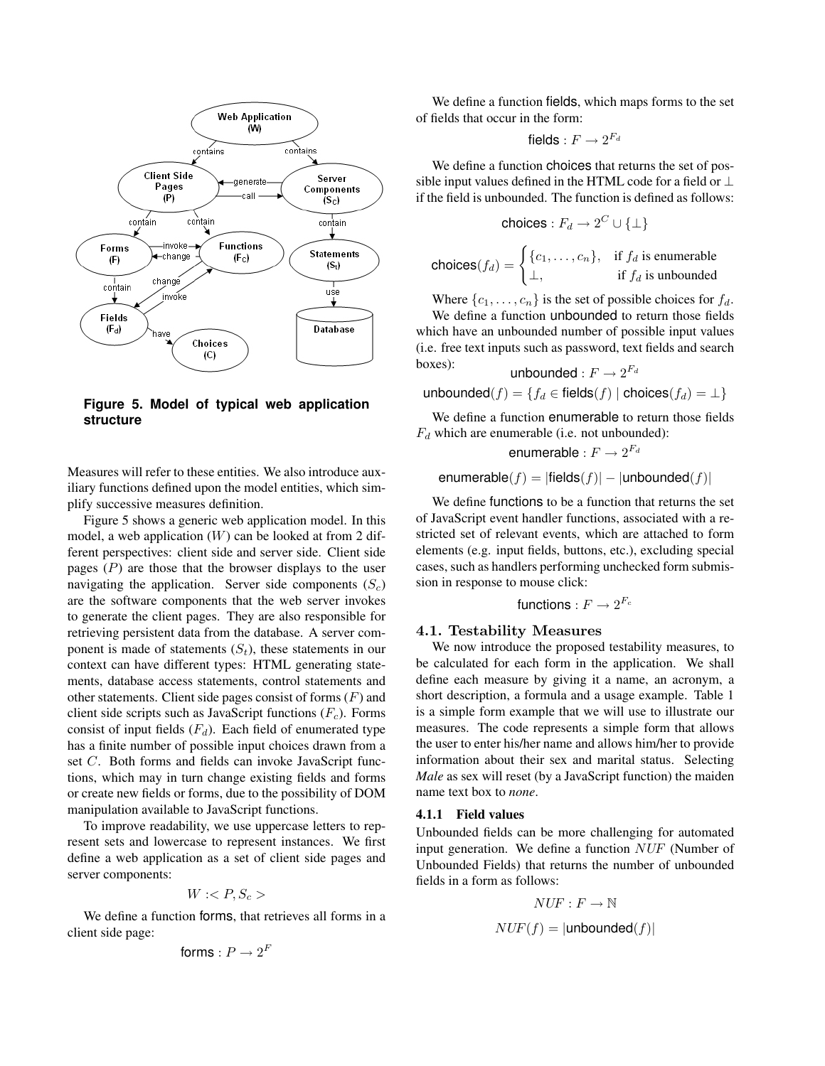**Figure 5. Model of typical web application structure**

Measures will refer to these entities. We also introduce auxiliary functions defined upon the model entities, which simplify successive measures definition.

Figure 5 shows a generic web application model. In this model, a web application ($W$) can be looked at from 2 different perspectives: client side and server side. Client side pages ($P$) are those that the browser displays to the user navigating the application. Server side components ($S_c$) are the software components that the web server invokes to generate the client pages. They are also responsible for retrieving persistent data from the database. A server component is made of statements ($S_t$), these statements in our context can have different types: HTML generating statements, database access statements, control statements and other statements. Client side pages consist of forms ($F$) and client side scripts such as JavaScript functions ($F_c$). Forms consist of input fields ($F_d$). Each field of enumerated type has a finite number of possible input choices drawn from a set $C$. Both forms and fields can invoke JavaScript functions, which may in turn change existing fields and forms or create new fields or forms, due to the possibility of DOM manipulation available to JavaScript functions.

To improve readability, we use uppercase letters to represent sets and lowercase to represent instances. We first define a web application as a set of client side pages and server components:

$$W :< P, S_c >$$

We define a function forms, that retrieves all forms in a client side page:

$$\mathsf{forms} : P \rightarrow 2^F$$

We define a function fields, which maps forms to the set of fields that occur in the form:

$$\mathsf{fields} : F \rightarrow 2^{F_d}$$

We define a function choices that returns the set of possible input values defined in the HTML code for a field or $\perp$ if the field is unbounded. The function is defined as follows:

$$\mathsf{choices} : F_d \rightarrow 2^C \cup \{\perp\}$$

$$\mathsf{choices}(f_d) = \begin{cases} \{c_1, \ldots, c_n\}, & \text{if } f_d \text{ is enumerable} \\ \perp, & \text{if } f_d \text{ is unbounded} \end{cases}$$

Where $\{c_1, \ldots, c_n\}$ is the set of possible choices for $f_d$.

We define a function unbounded to return those fields which have an unbounded number of possible input values (i.e. free text inputs such as password, text fields and search boxes):

$$\mathsf{unbounded} : F \rightarrow 2^{F_d}$$

$$\mathsf{unbounded}(f) = \{f_d \in \mathsf{fields}(f) \mid \mathsf{choices}(f_d) = \perp\}$$

We define a function enumerable to return those fields $F_d$ which are enumerable (i.e. not unbounded):

$$\mathsf{enumerable} : F \rightarrow 2^{F_d}$$

$$\mathsf{enumerable}(f) = |\mathsf{fields}(f)| - |\mathsf{unbounded}(f)|$$

We define functions to be a function that returns the set of JavaScript event handler functions, associated with a restricted set of relevant events, which are attached to form elements (e.g. input fields, buttons, etc.), excluding special cases, such as handlers performing unchecked form submission in response to mouse click:

$$\mathsf{functions} : F \rightarrow 2^{F_c}$$

### 4.1. Testability Measures

We now introduce the proposed testability measures, to be calculated for each form in the application. We shall define each measure by giving it a name, an acronym, a short description, a formula and a usage example. Table 1 is a simple form example that we will use to illustrate our measures. The code represents a simple form that allows the user to enter his/her name and allows him/her to provide information about their sex and marital status. Selecting *Male* as sex will reset (by a JavaScript function) the maiden name text box to *none*.

#### 4.1.1 Field values

Unbounded fields can be more challenging for automated input generation. We define a function $NUF$ (Number of Unbounded Fields) that returns the number of unbounded fields in a form as follows:

$$NUF : F \rightarrow \mathbb{N}$$

$$NUF(f) = |\mathsf{unbounded}(f)|$$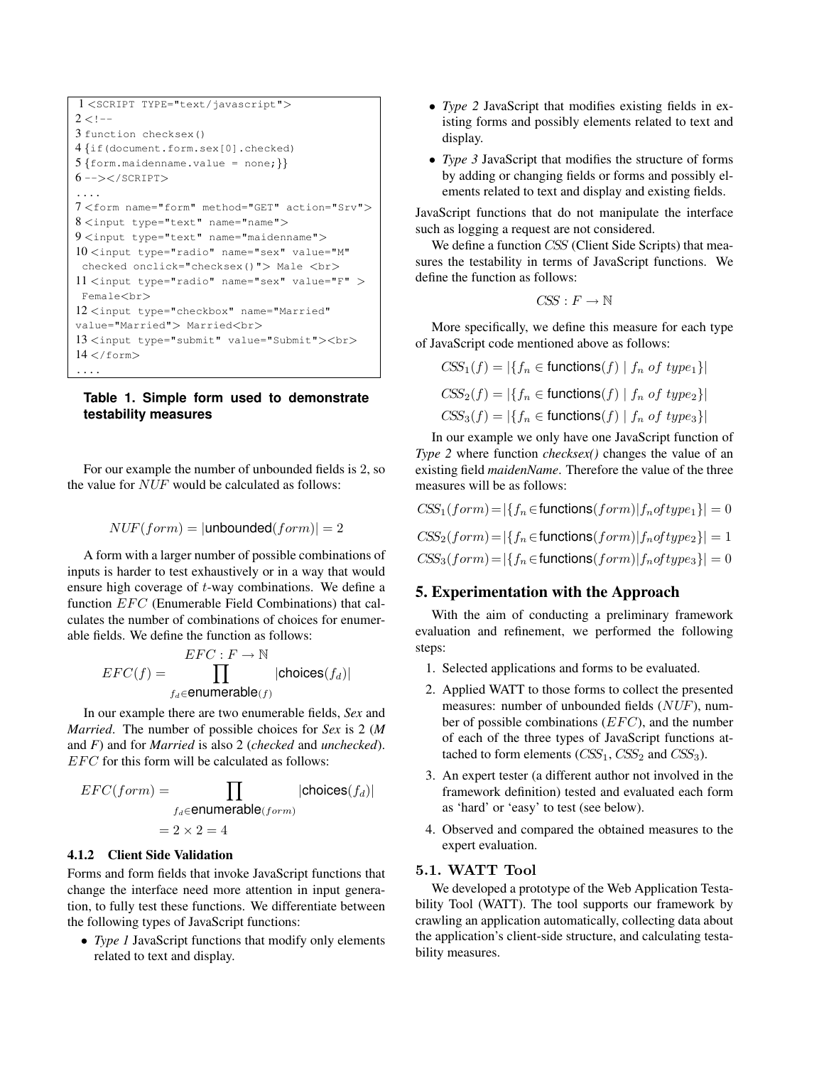```
1 <SCRIPT TYPE="text/javascript">
2 <!--
3 function checksex()
4 {if(document.form.sex[0].checked)
5 {form.maidenname.value = none;}}
6 --></SCRIPT>
....
7 <form name="form" method="GET" action="Srv">
8 <input type="text" name="name">
9 <input type="text" name="maidenname">
10 <input type="radio" name="sex" value="M"
 checked onclick="checksex()"> Male <br>
11 <input type="radio" name="sex" value="F" >
 Female<br>
12 <input type="checkbox" name="Married"
value="Married"> Married<br>
13 <input type="submit" value="Submit"><br>
14 </form>
....
```

**Table 1. Simple form used to demonstrate testability measures**

For our example the number of unbounded fields is 2, so the value for $NUF$ would be calculated as follows:

$$NUF(form) = |\mathsf{unbounded}(form)| = 2$$

A form with a larger number of possible combinations of inputs is harder to test exhaustively or in a way that would ensure high coverage of $t$-way combinations. We define a function $EFC$ (Enumerable Field Combinations) that calculates the number of combinations of choices for enumerable fields. We define the function as follows:

$$EFC : F \rightarrow \mathbb{N}$$

$$EFC(f) = \prod_{f_d \in \mathsf{enumerable}(f)} |\mathsf{choices}(f_d)|$$

In our example there are two enumerable fields, *Sex* and *Married*. The number of possible choices for *Sex* is 2 (*M* and *F*) and for *Married* is also 2 (*checked* and *unchecked*). $EFC$ for this form will be calculated as follows:

$$EFC(form) = \prod_{f_d \in \mathsf{enumerable}(form)} |\mathsf{choices}(f_d)|$$

$$= 2 \times 2 = 4$$

### 4.1.2 Client Side Validation

Forms and form fields that invoke JavaScript functions that change the interface need more attention in input generation, to fully test these functions. We differentiate between the following types of JavaScript functions:

- *Type 1* JavaScript functions that modify only elements related to text and display.
- *Type 2* JavaScript that modifies existing fields in existing forms and possibly elements related to text and display.
- *Type 3* JavaScript that modifies the structure of forms by adding or changing fields or forms and possibly elements related to text and display and existing fields.

JavaScript functions that do not manipulate the interface such as logging a request are not considered.

We define a function *CSS* (Client Side Scripts) that measures the testability in terms of JavaScript functions. We define the function as follows:

$$CSS : F \rightarrow \mathbb{N}$$

More specifically, we define this measure for each type of JavaScript code mentioned above as follows:

$$CSS_1(f) = |\{f_n \in \mathsf{functions}(f) \mid f_n\ of\ type_1\}|$$

$$CSS_2(f) = |\{f_n \in \mathsf{functions}(f) \mid f_n\ of\ type_2\}|$$

$$CSS_3(f) = |\{f_n \in \mathsf{functions}(f) \mid f_n\ of\ type_3\}|$$

In our example we only have one JavaScript function of *Type 2* where function *checksex()* changes the value of an existing field *maidenName*. Therefore the value of the three measures will be as follows:

$$CSS_1(form) = |\{f_n \in \mathsf{functions}(form) | f_n of type_1\}| = 0$$

$$CSS_2(form) = |\{f_n \in \mathsf{functions}(form) | f_n of type_2\}| = 1$$

$$CSS_3(form) = |\{f_n \in \mathsf{functions}(form) | f_n of type_3\}| = 0$$

## 5. Experimentation with the Approach

With the aim of conducting a preliminary framework evaluation and refinement, we performed the following steps:

1. Selected applications and forms to be evaluated.
2. Applied WATT to those forms to collect the presented measures: number of unbounded fields ($NUF$), number of possible combinations ($EFC$), and the number of each of the three types of JavaScript functions attached to form elements ($CSS_1$, $CSS_2$ and $CSS_3$).
3. An expert tester (a different author not involved in the framework definition) tested and evaluated each form as 'hard' or 'easy' to test (see below).
4. Observed and compared the obtained measures to the expert evaluation.

### 5.1. WATT Tool

We developed a prototype of the Web Application Testability Tool (WATT). The tool supports our framework by crawling an application automatically, collecting data about the application's client-side structure, and calculating testability measures.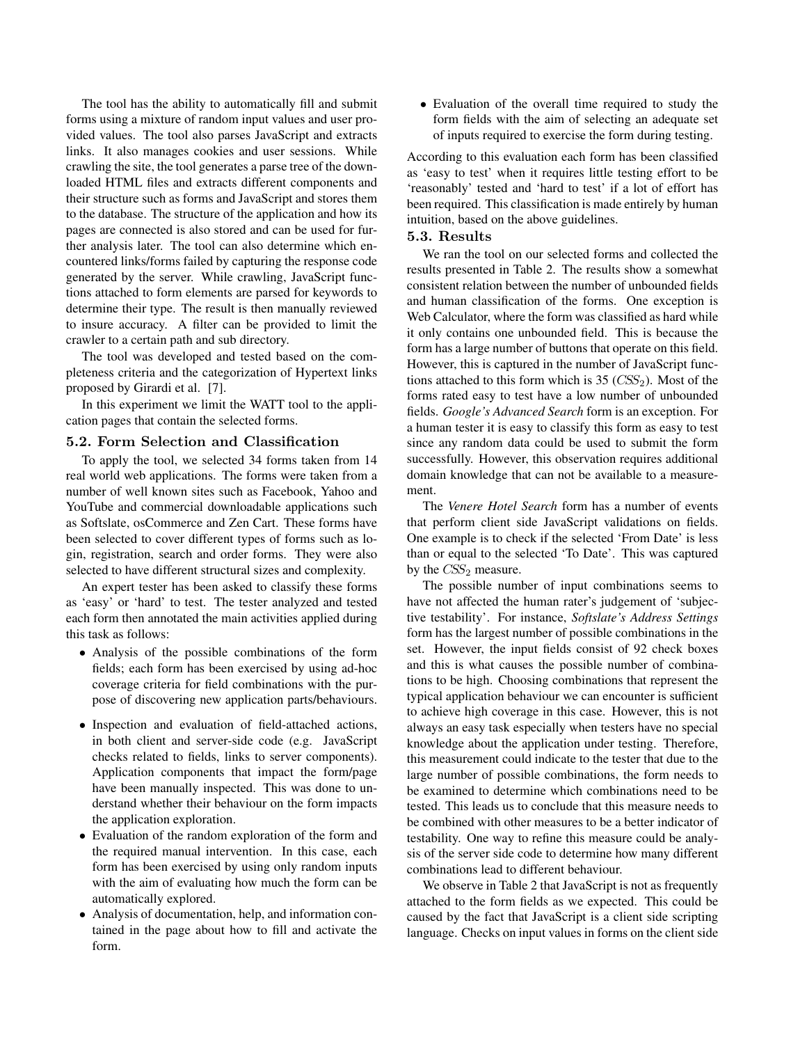The tool has the ability to automatically fill and submit forms using a mixture of random input values and user provided values. The tool also parses JavaScript and extracts links. It also manages cookies and user sessions. While crawling the site, the tool generates a parse tree of the downloaded HTML files and extracts different components and their structure such as forms and JavaScript and stores them to the database. The structure of the application and how its pages are connected is also stored and can be used for further analysis later. The tool can also determine which encountered links/forms failed by capturing the response code generated by the server. While crawling, JavaScript functions attached to form elements are parsed for keywords to determine their type. The result is then manually reviewed to insure accuracy. A filter can be provided to limit the crawler to a certain path and sub directory.

The tool was developed and tested based on the completeness criteria and the categorization of Hypertext links proposed by Girardi et al. [7].

In this experiment we limit the WATT tool to the application pages that contain the selected forms.

### 5.2. Form Selection and Classification

To apply the tool, we selected 34 forms taken from 14 real world web applications. The forms were taken from a number of well known sites such as Facebook, Yahoo and YouTube and commercial downloadable applications such as Softslate, osCommerce and Zen Cart. These forms have been selected to cover different types of forms such as login, registration, search and order forms. They were also selected to have different structural sizes and complexity.

An expert tester has been asked to classify these forms as 'easy' or 'hard' to test. The tester analyzed and tested each form then annotated the main activities applied during this task as follows:

- Analysis of the possible combinations of the form fields; each form has been exercised by using ad-hoc coverage criteria for field combinations with the purpose of discovering new application parts/behaviours.
- Inspection and evaluation of field-attached actions, in both client and server-side code (e.g. JavaScript checks related to fields, links to server components). Application components that impact the form/page have been manually inspected. This was done to understand whether their behaviour on the form impacts the application exploration.
- Evaluation of the random exploration of the form and the required manual intervention. In this case, each form has been exercised by using only random inputs with the aim of evaluating how much the form can be automatically explored.
- Analysis of documentation, help, and information contained in the page about how to fill and activate the form.
- Evaluation of the overall time required to study the form fields with the aim of selecting an adequate set of inputs required to exercise the form during testing.

According to this evaluation each form has been classified as 'easy to test' when it requires little testing effort to be 'reasonably' tested and 'hard to test' if a lot of effort has been required. This classification is made entirely by human intuition, based on the above guidelines.

### 5.3. Results

We ran the tool on our selected forms and collected the results presented in Table 2. The results show a somewhat consistent relation between the number of unbounded fields and human classification of the forms. One exception is Web Calculator, where the form was classified as hard while it only contains one unbounded field. This is because the form has a large number of buttons that operate on this field. However, this is captured in the number of JavaScript functions attached to this form which is 35 ($CSS_2$). Most of the forms rated easy to test have a low number of unbounded fields. *Google's Advanced Search* form is an exception. For a human tester it is easy to classify this form as easy to test since any random data could be used to submit the form successfully. However, this observation requires additional domain knowledge that can not be available to a measurement.

The *Venere Hotel Search* form has a number of events that perform client side JavaScript validations on fields. One example is to check if the selected 'From Date' is less than or equal to the selected 'To Date'. This was captured by the $CSS_2$ measure.

The possible number of input combinations seems to have not affected the human rater's judgement of 'subjective testability'. For instance, *Softslate's Address Settings* form has the largest number of possible combinations in the set. However, the input fields consist of 92 check boxes and this is what causes the possible number of combinations to be high. Choosing combinations that represent the typical application behaviour we can encounter is sufficient to achieve high coverage in this case. However, this is not always an easy task especially when testers have no special knowledge about the application under testing. Therefore, this measurement could indicate to the tester that due to the large number of possible combinations, the form needs to be examined to determine which combinations need to be tested. This leads us to conclude that this measure needs to be combined with other measures to be a better indicator of testability. One way to refine this measure could be analysis of the server side code to determine how many different combinations lead to different behaviour.

We observe in Table 2 that JavaScript is not as frequently attached to the form fields as we expected. This could be caused by the fact that JavaScript is a client side scripting language. Checks on input values in forms on the client side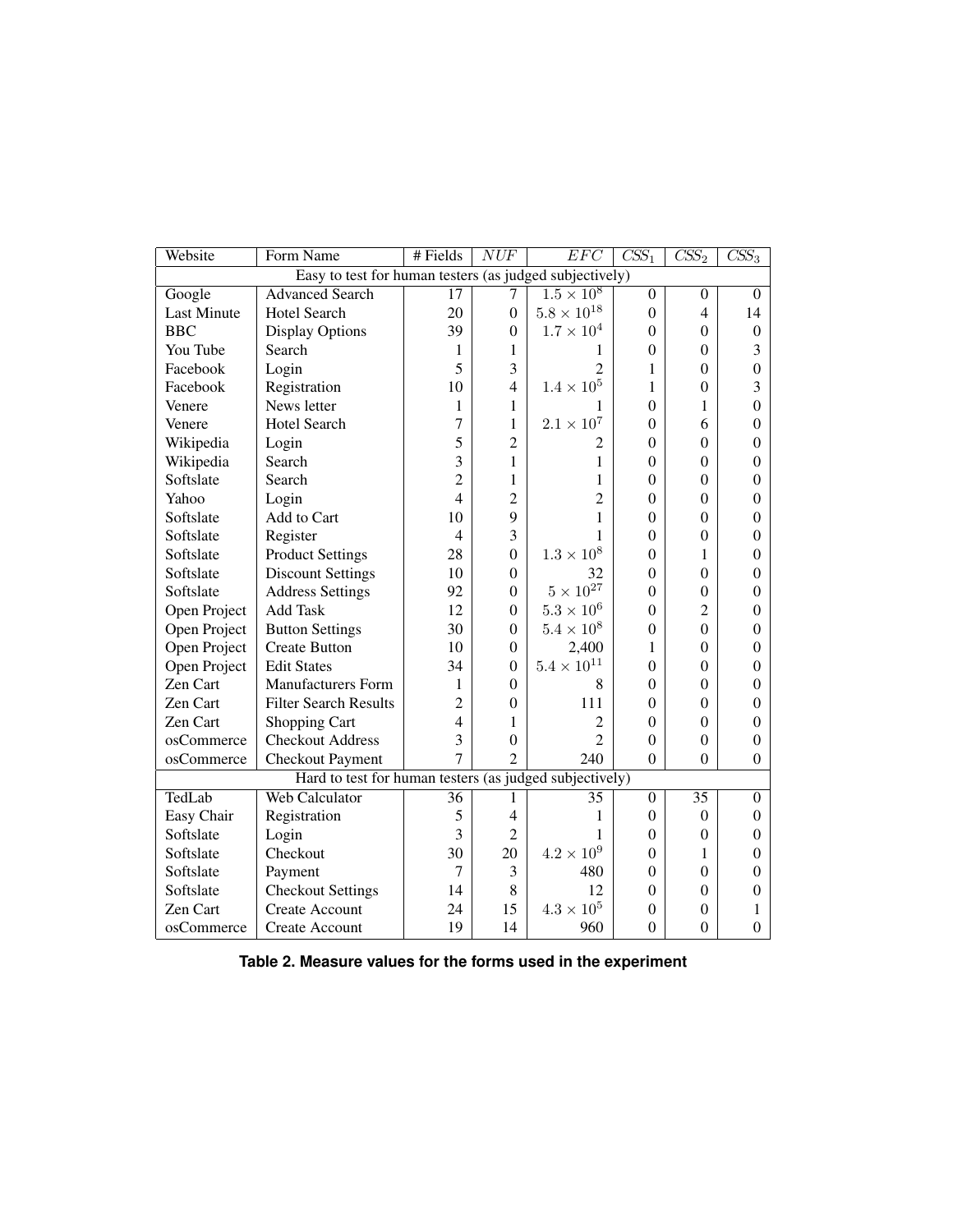| Website | Form Name | # Fields | $NUF$ | $EFC$ | $CSS_1$ | $CSS_2$ | $CSS_3$ |
|---|---|---|---|---|---|---|---|
| Easy to test for human testers (as judged subjectively) | | | | | | | |
| Google | Advanced Search | 17 | 7 | $1.5 \times 10^8$ | 0 | 0 | 0 |
| Last Minute | Hotel Search | 20 | 0 | $5.8 \times 10^{18}$ | 0 | 4 | 14 |
| BBC | Display Options | 39 | 0 | $1.7 \times 10^4$ | 0 | 0 | 0 |
| You Tube | Search | 1 | 1 | 1 | 0 | 0 | 3 |
| Facebook | Login | 5 | 3 | 2 | 1 | 0 | 0 |
| Facebook | Registration | 10 | 4 | $1.4 \times 10^5$ | 1 | 0 | 3 |
| Venere | News letter | 1 | 1 | 1 | 0 | 1 | 0 |
| Venere | Hotel Search | 7 | 1 | $2.1 \times 10^7$ | 0 | 6 | 0 |
| Wikipedia | Login | 5 | 2 | 2 | 0 | 0 | 0 |
| Wikipedia | Search | 3 | 1 | 1 | 0 | 0 | 0 |
| Softslate | Search | 2 | 1 | 1 | 0 | 0 | 0 |
| Yahoo | Login | 4 | 2 | 2 | 0 | 0 | 0 |
| Softslate | Add to Cart | 10 | 9 | 1 | 0 | 0 | 0 |
| Softslate | Register | 4 | 3 | 1 | 0 | 0 | 0 |
| Softslate | Product Settings | 28 | 0 | $1.3 \times 10^8$ | 0 | 1 | 0 |
| Softslate | Discount Settings | 10 | 0 | 32 | 0 | 0 | 0 |
| Softslate | Address Settings | 92 | 0 | $5 \times 10^{27}$ | 0 | 0 | 0 |
| Open Project | Add Task | 12 | 0 | $5.3 \times 10^6$ | 0 | 2 | 0 |
| Open Project | Button Settings | 30 | 0 | $5.4 \times 10^8$ | 0 | 0 | 0 |
| Open Project | Create Button | 10 | 0 | 2,400 | 1 | 0 | 0 |
| Open Project | Edit States | 34 | 0 | $5.4 \times 10^{11}$ | 0 | 0 | 0 |
| Zen Cart | Manufacturers Form | 1 | 0 | 8 | 0 | 0 | 0 |
| Zen Cart | Filter Search Results | 2 | 0 | 111 | 0 | 0 | 0 |
| Zen Cart | Shopping Cart | 4 | 1 | 2 | 0 | 0 | 0 |
| osCommerce | Checkout Address | 3 | 0 | 2 | 0 | 0 | 0 |
| osCommerce | Checkout Payment | 7 | 2 | 240 | 0 | 0 | 0 |
| Hard to test for human testers (as judged subjectively) | | | | | | | |
| TedLab | Web Calculator | 36 | 1 | 35 | 0 | 35 | 0 |
| Easy Chair | Registration | 5 | 4 | 1 | 0 | 0 | 0 |
| Softslate | Login | 3 | 2 | 1 | 0 | 0 | 0 |
| Softslate | Checkout | 30 | 20 | $4.2 \times 10^9$ | 0 | 1 | 0 |
| Softslate | Payment | 7 | 3 | 480 | 0 | 0 | 0 |
| Softslate | Checkout Settings | 14 | 8 | 12 | 0 | 0 | 0 |
| Zen Cart | Create Account | 24 | 15 | $4.3 \times 10^5$ | 0 | 0 | 1 |
| osCommerce | Create Account | 19 | 14 | 960 | 0 | 0 | 0 |

**Table 2. Measure values for the forms used in the experiment**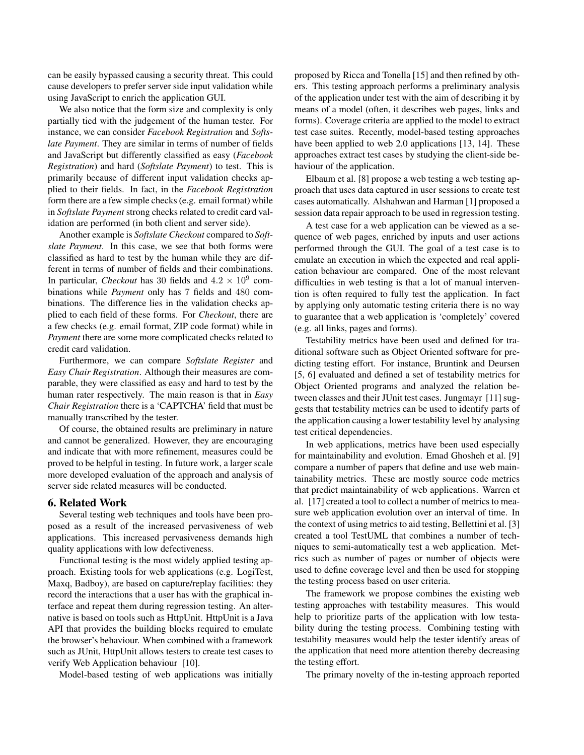can be easily bypassed causing a security threat. This could cause developers to prefer server side input validation while using JavaScript to enrich the application GUI.

We also notice that the form size and complexity is only partially tied with the judgement of the human tester. For instance, we can consider *Facebook Registration* and *Softslate Payment*. They are similar in terms of number of fields and JavaScript but differently classified as easy (*Facebook Registration*) and hard (*Softslate Payment*) to test. This is primarily because of different input validation checks applied to their fields. In fact, in the *Facebook Registration* form there are a few simple checks (e.g. email format) while in *Softslate Payment* strong checks related to credit card validation are performed (in both client and server side).

Another example is *Softslate Checkout* compared to *Softslate Payment*. In this case, we see that both forms were classified as hard to test by the human while they are different in terms of number of fields and their combinations. In particular, *Checkout* has 30 fields and $4.2 \times 10^9$ combinations while *Payment* only has 7 fields and 480 combinations. The difference lies in the validation checks applied to each field of these forms. For *Checkout*, there are a few checks (e.g. email format, ZIP code format) while in *Payment* there are some more complicated checks related to credit card validation.

Furthermore, we can compare *Softslate Register* and *Easy Chair Registration*. Although their measures are comparable, they were classified as easy and hard to test by the human rater respectively. The main reason is that in *Easy Chair Registration* there is a 'CAPTCHA' field that must be manually transcribed by the tester.

Of course, the obtained results are preliminary in nature and cannot be generalized. However, they are encouraging and indicate that with more refinement, measures could be proved to be helpful in testing. In future work, a larger scale more developed evaluation of the approach and analysis of server side related measures will be conducted.

## 6. Related Work

Several testing web techniques and tools have been proposed as a result of the increased pervasiveness of web applications. This increased pervasiveness demands high quality applications with low defectiveness.

Functional testing is the most widely applied testing approach. Existing tools for web applications (e.g. LogiTest, Maxq, Badboy), are based on capture/replay facilities: they record the interactions that a user has with the graphical interface and repeat them during regression testing. An alternative is based on tools such as HttpUnit. HttpUnit is a Java API that provides the building blocks required to emulate the browser's behaviour. When combined with a framework such as JUnit, HttpUnit allows testers to create test cases to verify Web Application behaviour [10].

Model-based testing of web applications was initially proposed by Ricca and Tonella [15] and then refined by others. This testing approach performs a preliminary analysis of the application under test with the aim of describing it by means of a model (often, it describes web pages, links and forms). Coverage criteria are applied to the model to extract test case suites. Recently, model-based testing approaches have been applied to web 2.0 applications [13, 14]. These approaches extract test cases by studying the client-side behaviour of the application.

Elbaum et al. [8] propose a web testing a web testing approach that uses data captured in user sessions to create test cases automatically. Alshahwan and Harman [1] proposed a session data repair approach to be used in regression testing.

A test case for a web application can be viewed as a sequence of web pages, enriched by inputs and user actions performed through the GUI. The goal of a test case is to emulate an execution in which the expected and real application behaviour are compared. One of the most relevant difficulties in web testing is that a lot of manual intervention is often required to fully test the application. In fact by applying only automatic testing criteria there is no way to guarantee that a web application is 'completely' covered (e.g. all links, pages and forms).

Testability metrics have been used and defined for traditional software such as Object Oriented software for predicting testing effort. For instance, Bruntink and Deursen [5, 6] evaluated and defined a set of testability metrics for Object Oriented programs and analyzed the relation between classes and their JUnit test cases. Jungmayr [11] suggests that testability metrics can be used to identify parts of the application causing a lower testability level by analysing test critical dependencies.

In web applications, metrics have been used especially for maintainability and evolution. Emad Ghosheh et al. [9] compare a number of papers that define and use web maintainability metrics. These are mostly source code metrics that predict maintainability of web applications. Warren et al. [17] created a tool to collect a number of metrics to measure web application evolution over an interval of time. In the context of using metrics to aid testing, Bellettini et al. [3] created a tool TestUML that combines a number of techniques to semi-automatically test a web application. Metrics such as number of pages or number of objects were used to define coverage level and then be used for stopping the testing process based on user criteria.

The framework we propose combines the existing web testing approaches with testability measures. This would help to prioritize parts of the application with low testability during the testing process. Combining testing with testability measures would help the tester identify areas of the application that need more attention thereby decreasing the testing effort.

The primary novelty of the in-testing approach reported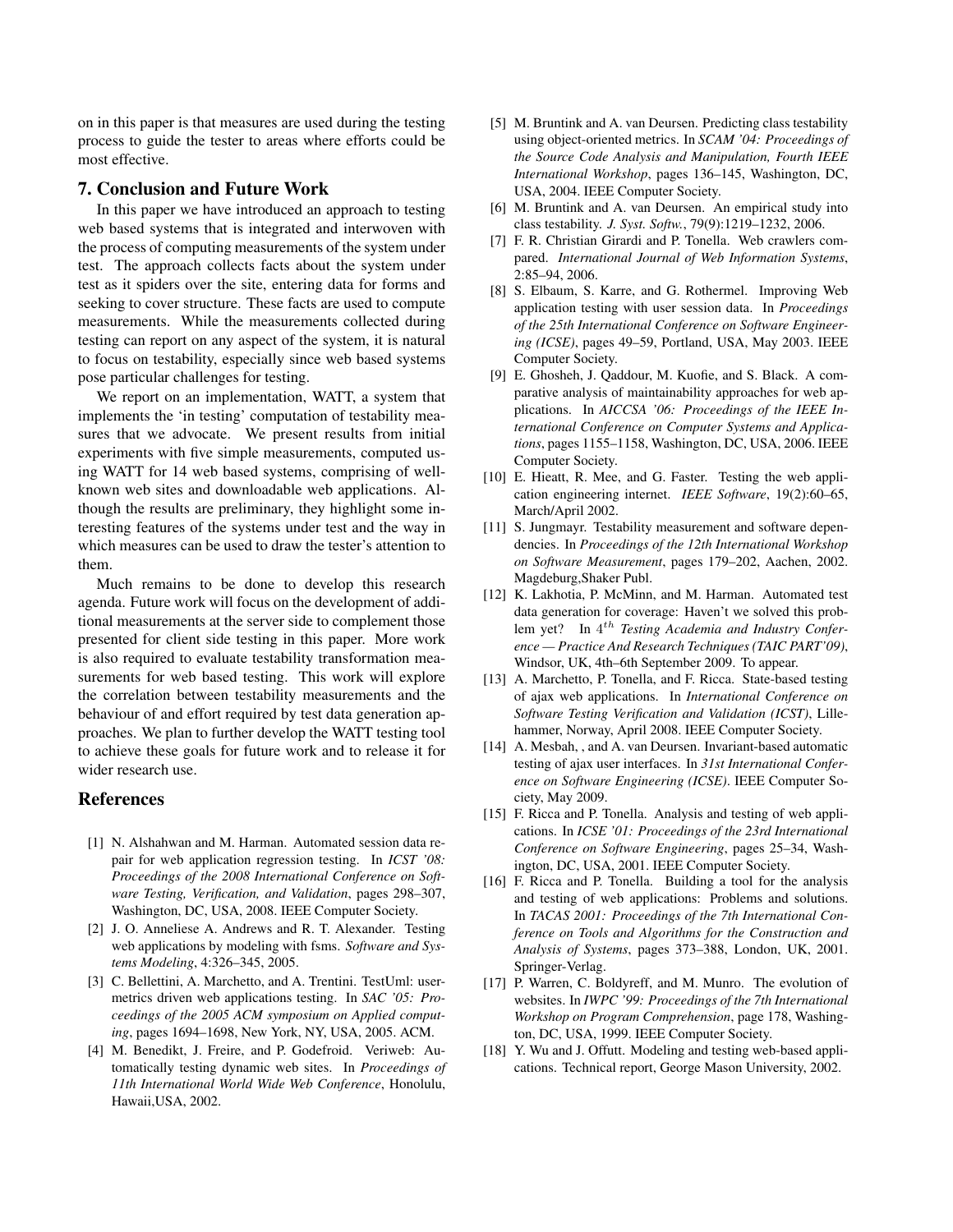on in this paper is that measures are used during the testing process to guide the tester to areas where efforts could be most effective.

## 7. Conclusion and Future Work

In this paper we have introduced an approach to testing web based systems that is integrated and interwoven with the process of computing measurements of the system under test. The approach collects facts about the system under test as it spiders over the site, entering data for forms and seeking to cover structure. These facts are used to compute measurements. While the measurements collected during testing can report on any aspect of the system, it is natural to focus on testability, especially since web based systems pose particular challenges for testing.

We report on an implementation, WATT, a system that implements the 'in testing' computation of testability measures that we advocate. We present results from initial experiments with five simple measurements, computed using WATT for 14 web based systems, comprising of well-known web sites and downloadable web applications. Although the results are preliminary, they highlight some interesting features of the systems under test and the way in which measures can be used to draw the tester's attention to them.

Much remains to be done to develop this research agenda. Future work will focus on the development of additional measurements at the server side to complement those presented for client side testing in this paper. More work is also required to evaluate testability transformation measurements for web based testing. This work will explore the correlation between testability measurements and the behaviour of and effort required by test data generation approaches. We plan to further develop the WATT testing tool to achieve these goals for future work and to release it for wider research use.

## References

[1] N. Alshahwan and M. Harman. Automated session data repair for web application regression testing. In *ICST '08: Proceedings of the 2008 International Conference on Software Testing, Verification, and Validation*, pages 298–307, Washington, DC, USA, 2008. IEEE Computer Society.

[2] J. O. Anneliese A. Andrews and R. T. Alexander. Testing web applications by modeling with fsms. *Software and Systems Modeling*, 4:326–345, 2005.

[3] C. Bellettini, A. Marchetto, and A. Trentini. TestUml: user-metrics driven web applications testing. In *SAC '05: Proceedings of the 2005 ACM symposium on Applied computing*, pages 1694–1698, New York, NY, USA, 2005. ACM.

[4] M. Benedikt, J. Freire, and P. Godefroid. Veriweb: Automatically testing dynamic web sites. In *Proceedings of 11th International World Wide Web Conference*, Honolulu, Hawaii,USA, 2002.

[5] M. Bruntink and A. van Deursen. Predicting class testability using object-oriented metrics. In *SCAM '04: Proceedings of the Source Code Analysis and Manipulation, Fourth IEEE International Workshop*, pages 136–145, Washington, DC, USA, 2004. IEEE Computer Society.

[6] M. Bruntink and A. van Deursen. An empirical study into class testability. *J. Syst. Softw.*, 79(9):1219–1232, 2006.

[7] F. R. Christian Girardi and P. Tonella. Web crawlers compared. *International Journal of Web Information Systems*, 2:85–94, 2006.

[8] S. Elbaum, S. Karre, and G. Rothermel. Improving Web application testing with user session data. In *Proceedings of the 25th International Conference on Software Engineering (ICSE)*, pages 49–59, Portland, USA, May 2003. IEEE Computer Society.

[9] E. Ghosheh, J. Qaddour, M. Kuofie, and S. Black. A comparative analysis of maintainability approaches for web applications. In *AICCSA '06: Proceedings of the IEEE International Conference on Computer Systems and Applications*, pages 1155–1158, Washington, DC, USA, 2006. IEEE Computer Society.

[10] E. Hieatt, R. Mee, and G. Faster. Testing the web application engineering internet. *IEEE Software*, 19(2):60–65, March/April 2002.

[11] S. Jungmayr. Testability measurement and software dependencies. In *Proceedings of the 12th International Workshop on Software Measurement*, pages 179–202, Aachen, 2002. Magdeburg,Shaker Publ.

[12] K. Lakhotia, P. McMinn, and M. Harman. Automated test data generation for coverage: Haven't we solved this problem yet? In $4^{th}$ *Testing Academia and Industry Conference — Practice And Research Techniques (TAIC PART'09)*, Windsor, UK, 4th–6th September 2009. To appear.

[13] A. Marchetto, P. Tonella, and F. Ricca. State-based testing of ajax web applications. In *International Conference on Software Testing Verification and Validation (ICST)*, Lillehammer, Norway, April 2008. IEEE Computer Society.

[14] A. Mesbah, , and A. van Deursen. Invariant-based automatic testing of ajax user interfaces. In *31st International Conference on Software Engineering (ICSE)*. IEEE Computer Society, May 2009.

[15] F. Ricca and P. Tonella. Analysis and testing of web applications. In *ICSE '01: Proceedings of the 23rd International Conference on Software Engineering*, pages 25–34, Washington, DC, USA, 2001. IEEE Computer Society.

[16] F. Ricca and P. Tonella. Building a tool for the analysis and testing of web applications: Problems and solutions. In *TACAS 2001: Proceedings of the 7th International Conference on Tools and Algorithms for the Construction and Analysis of Systems*, pages 373–388, London, UK, 2001. Springer-Verlag.

[17] P. Warren, C. Boldyreff, and M. Munro. The evolution of websites. In *IWPC '99: Proceedings of the 7th International Workshop on Program Comprehension*, page 178, Washington, DC, USA, 1999. IEEE Computer Society.

[18] Y. Wu and J. Offutt. Modeling and testing web-based applications. Technical report, George Mason University, 2002.